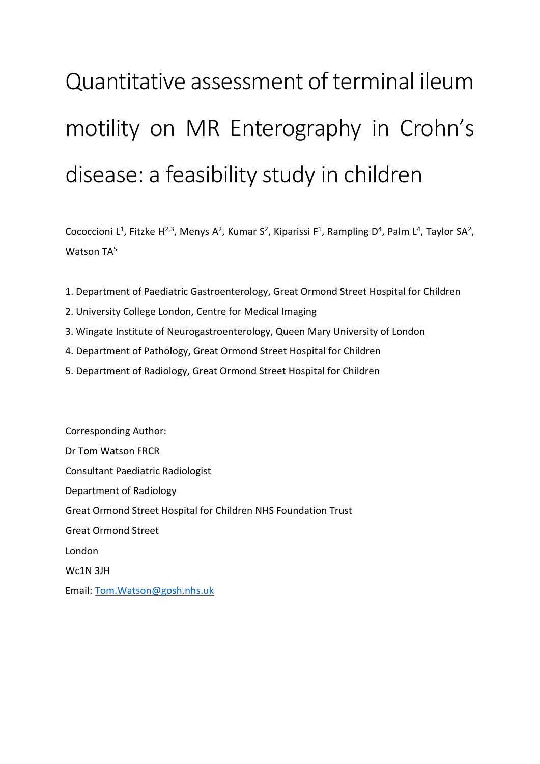# Quantitative assessment of terminal ileum motility on MR Enterography in Crohn's disease: a feasibility study in children

Cococcioni L[1], Fitzke H[2,3], Menys A[2], Kumar S[2], Kiparissi F[1], Rampling D[4], Palm L[4], Taylor SA[2], Watson TA[5]

1. Department of Paediatric Gastroenterology, Great Ormond Street Hospital for Children
2. University College London, Centre for Medical Imaging
3. Wingate Institute of Neurogastroenterology, Queen Mary University of London
4. Department of Pathology, Great Ormond Street Hospital for Children
5. Department of Radiology, Great Ormond Street Hospital for Children

Corresponding Author:

Dr Tom Watson FRCR

Consultant Paediatric Radiologist

Department of Radiology

Great Ormond Street Hospital for Children NHS Foundation Trust

Great Ormond Street

London

Wc1N 3JH

Email: Tom.Watson@gosh.nhs.uk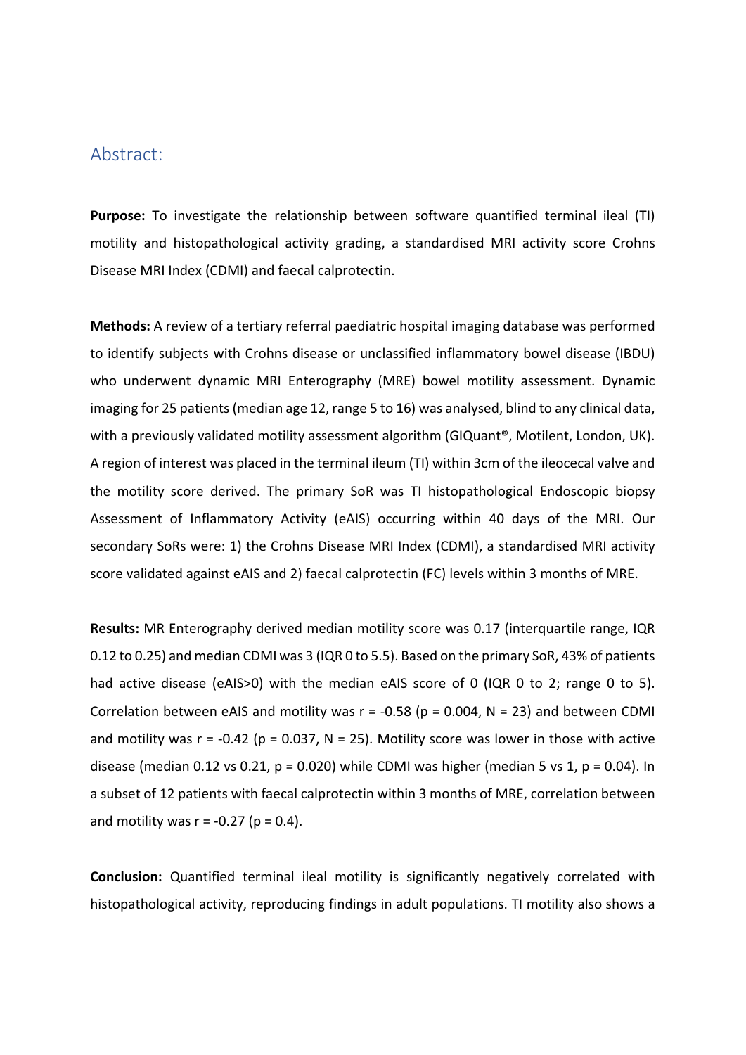## Abstract:

**Purpose:** To investigate the relationship between software quantified terminal ileal (TI) motility and histopathological activity grading, a standardised MRI activity score Crohns Disease MRI Index (CDMI) and faecal calprotectin.

**Methods:** A review of a tertiary referral paediatric hospital imaging database was performed to identify subjects with Crohns disease or unclassified inflammatory bowel disease (IBDU) who underwent dynamic MRI Enterography (MRE) bowel motility assessment. Dynamic imaging for 25 patients (median age 12, range 5 to 16) was analysed, blind to any clinical data, with a previously validated motility assessment algorithm (GIQuant®, Motilent, London, UK). A region of interest was placed in the terminal ileum (TI) within 3cm of the ileocecal valve and the motility score derived. The primary SoR was TI histopathological Endoscopic biopsy Assessment of Inflammatory Activity (eAIS) occurring within 40 days of the MRI. Our secondary SoRs were: 1) the Crohns Disease MRI Index (CDMI), a standardised MRI activity score validated against eAIS and 2) faecal calprotectin (FC) levels within 3 months of MRE.

**Results:** MR Enterography derived median motility score was 0.17 (interquartile range, IQR 0.12 to 0.25) and median CDMI was 3 (IQR 0 to 5.5). Based on the primary SoR, 43% of patients had active disease (eAIS>0) with the median eAIS score of 0 (IQR 0 to 2; range 0 to 5). Correlation between eAIS and motility was $r = -0.58$ ($p = 0.004$, $N = 23$) and between CDMI and motility was $r = -0.42$ ($p = 0.037$, $N = 25$). Motility score was lower in those with active disease (median 0.12 vs 0.21, $p = 0.020$) while CDMI was higher (median 5 vs 1, $p = 0.04$). In a subset of 12 patients with faecal calprotectin within 3 months of MRE, correlation between and motility was $r = -0.27$ ($p = 0.4$).

**Conclusion:** Quantified terminal ileal motility is significantly negatively correlated with histopathological activity, reproducing findings in adult populations. TI motility also shows a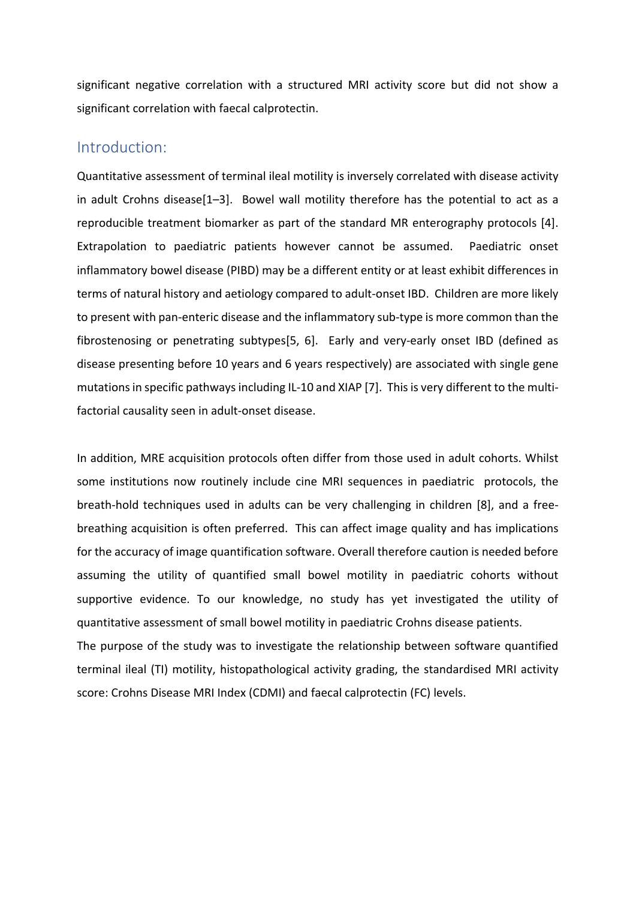significant negative correlation with a structured MRI activity score but did not show a significant correlation with faecal calprotectin.

## Introduction:

Quantitative assessment of terminal ileal motility is inversely correlated with disease activity in adult Crohns disease[1–3]. Bowel wall motility therefore has the potential to act as a reproducible treatment biomarker as part of the standard MR enterography protocols [4]. Extrapolation to paediatric patients however cannot be assumed. Paediatric onset inflammatory bowel disease (PIBD) may be a different entity or at least exhibit differences in terms of natural history and aetiology compared to adult-onset IBD. Children are more likely to present with pan-enteric disease and the inflammatory sub-type is more common than the fibrostenosing or penetrating subtypes[5, 6]. Early and very-early onset IBD (defined as disease presenting before 10 years and 6 years respectively) are associated with single gene mutations in specific pathways including IL-10 and XIAP [7]. This is very different to the multi-factorial causality seen in adult-onset disease.

In addition, MRE acquisition protocols often differ from those used in adult cohorts. Whilst some institutions now routinely include cine MRI sequences in paediatric protocols, the breath-hold techniques used in adults can be very challenging in children [8], and a free-breathing acquisition is often preferred. This can affect image quality and has implications for the accuracy of image quantification software. Overall therefore caution is needed before assuming the utility of quantified small bowel motility in paediatric cohorts without supportive evidence. To our knowledge, no study has yet investigated the utility of quantitative assessment of small bowel motility in paediatric Crohns disease patients.

The purpose of the study was to investigate the relationship between software quantified terminal ileal (TI) motility, histopathological activity grading, the standardised MRI activity score: Crohns Disease MRI Index (CDMI) and faecal calprotectin (FC) levels.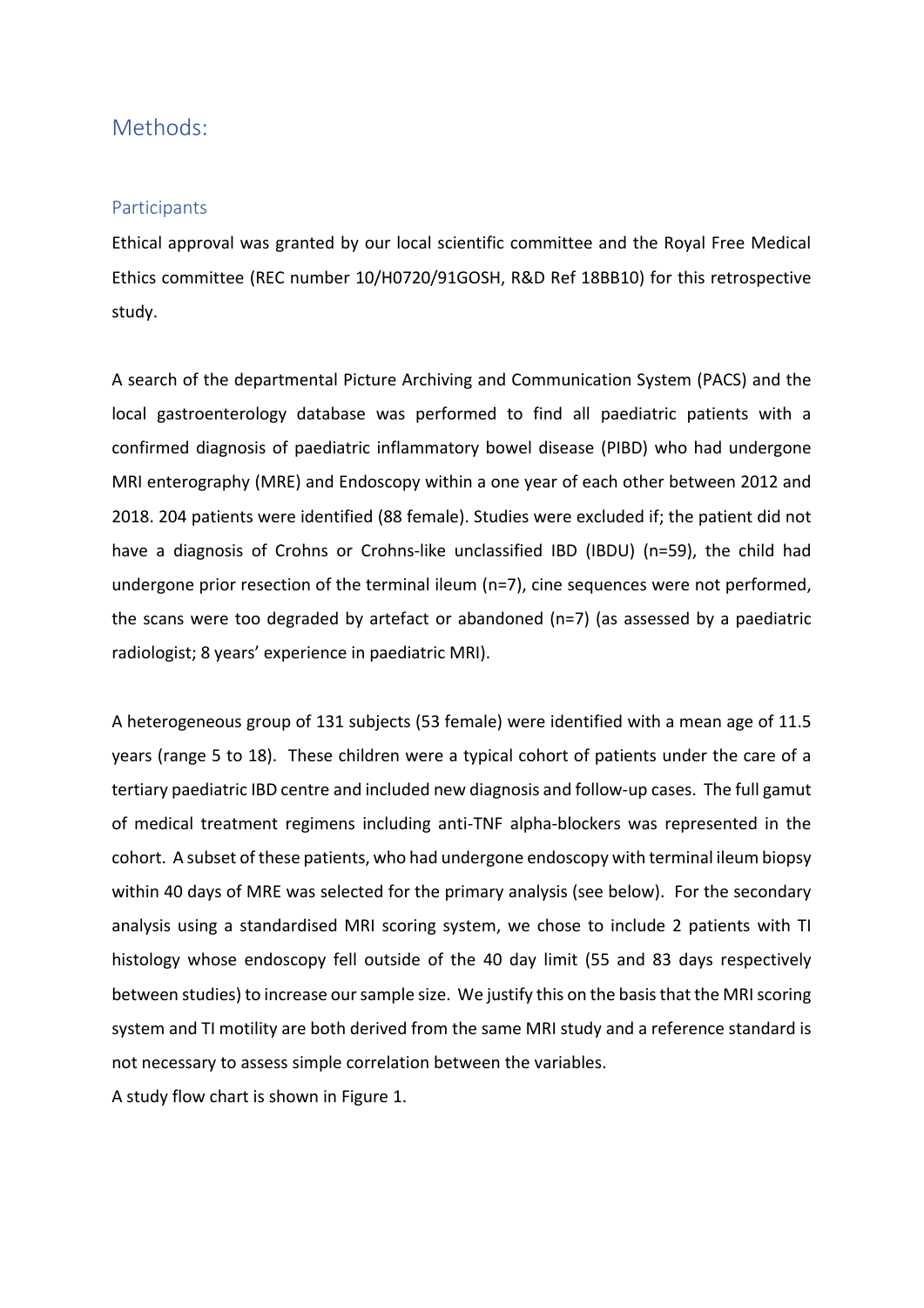# Methods:

## Participants

Ethical approval was granted by our local scientific committee and the Royal Free Medical Ethics committee (REC number 10/H0720/91GOSH, R&D Ref 18BB10) for this retrospective study.

A search of the departmental Picture Archiving and Communication System (PACS) and the local gastroenterology database was performed to find all paediatric patients with a confirmed diagnosis of paediatric inflammatory bowel disease (PIBD) who had undergone MRI enterography (MRE) and Endoscopy within a one year of each other between 2012 and 2018. 204 patients were identified (88 female). Studies were excluded if; the patient did not have a diagnosis of Crohns or Crohns-like unclassified IBD (IBDU) (n=59), the child had undergone prior resection of the terminal ileum (n=7), cine sequences were not performed, the scans were too degraded by artefact or abandoned (n=7) (as assessed by a paediatric radiologist; 8 years' experience in paediatric MRI).

A heterogeneous group of 131 subjects (53 female) were identified with a mean age of 11.5 years (range 5 to 18). These children were a typical cohort of patients under the care of a tertiary paediatric IBD centre and included new diagnosis and follow-up cases. The full gamut of medical treatment regimens including anti-TNF alpha-blockers was represented in the cohort. A subset of these patients, who had undergone endoscopy with terminal ileum biopsy within 40 days of MRE was selected for the primary analysis (see below). For the secondary analysis using a standardised MRI scoring system, we chose to include 2 patients with TI histology whose endoscopy fell outside of the 40 day limit (55 and 83 days respectively between studies) to increase our sample size. We justify this on the basis that the MRI scoring system and TI motility are both derived from the same MRI study and a reference standard is not necessary to assess simple correlation between the variables.

A study flow chart is shown in Figure 1.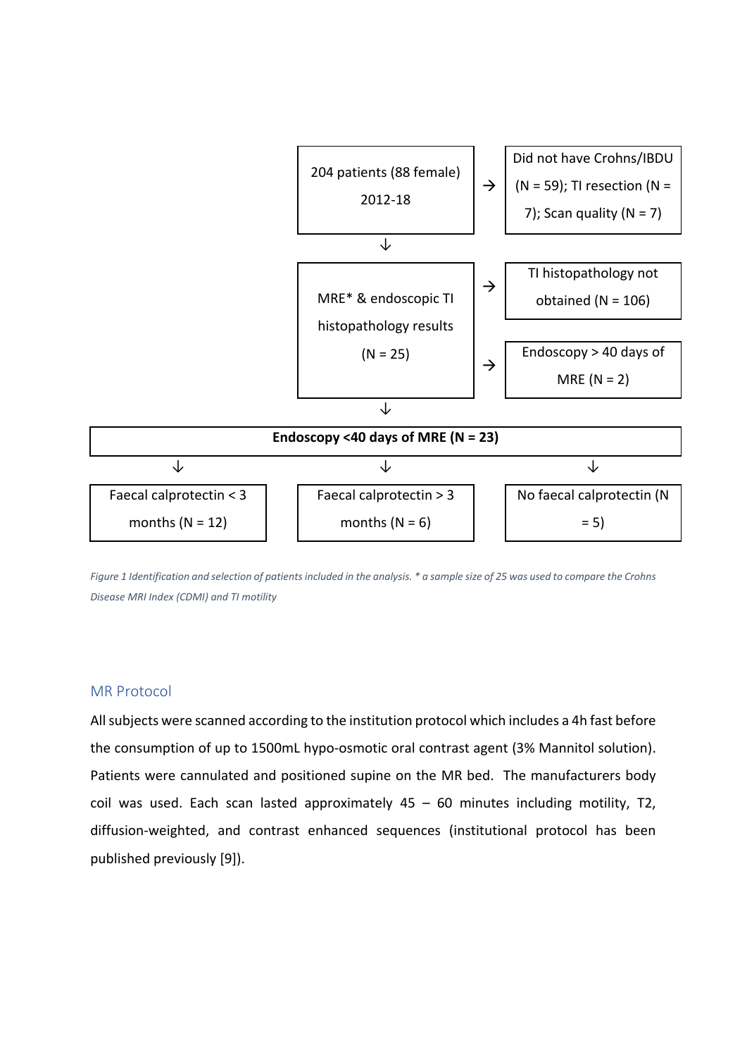204 patients (88 female) 2012-18

→ Did not have Crohns/IBDU (N = 59); TI resection (N = 7); Scan quality (N = 7)

↓

MRE* & endoscopic TI histopathology results (N = 25)

→ TI histopathology not obtained (N = 106)

→ Endoscopy > 40 days of MRE (N = 2)

↓

**Endoscopy <40 days of MRE (N = 23)**

↓ Faecal calprotectin < 3 months (N = 12)

↓ Faecal calprotectin > 3 months (N = 6)

↓ No faecal calprotectin (N = 5)

*Figure 1 Identification and selection of patients included in the analysis. * a sample size of 25 was used to compare the Crohns Disease MRI Index (CDMI) and TI motility*

## MR Protocol

All subjects were scanned according to the institution protocol which includes a 4h fast before the consumption of up to 1500mL hypo-osmotic oral contrast agent (3% Mannitol solution). Patients were cannulated and positioned supine on the MR bed. The manufacturers body coil was used. Each scan lasted approximately 45 – 60 minutes including motility, T2, diffusion-weighted, and contrast enhanced sequences (institutional protocol has been published previously [9]).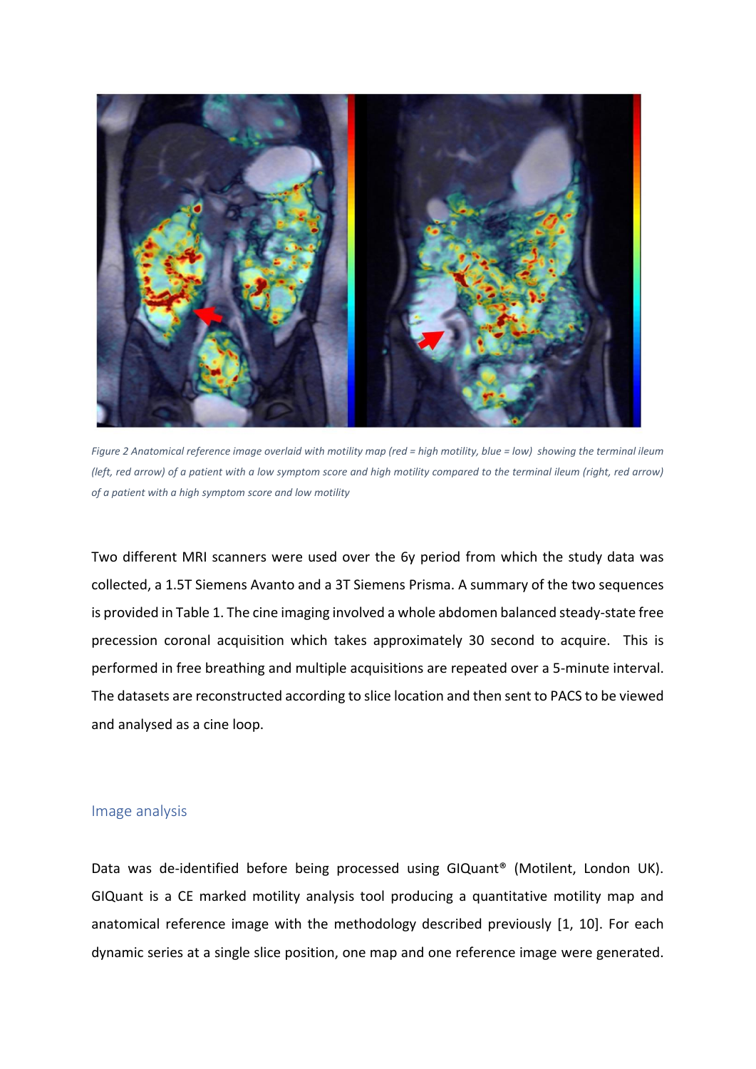*Figure 2 Anatomical reference image overlaid with motility map (red = high motility, blue = low) showing the terminal ileum (left, red arrow) of a patient with a low symptom score and high motility compared to the terminal ileum (right, red arrow) of a patient with a high symptom score and low motility*

Two different MRI scanners were used over the 6y period from which the study data was collected, a 1.5T Siemens Avanto and a 3T Siemens Prisma. A summary of the two sequences is provided in Table 1. The cine imaging involved a whole abdomen balanced steady-state free precession coronal acquisition which takes approximately 30 second to acquire. This is performed in free breathing and multiple acquisitions are repeated over a 5-minute interval. The datasets are reconstructed according to slice location and then sent to PACS to be viewed and analysed as a cine loop.

## Image analysis

Data was de-identified before being processed using GIQuant® (Motilent, London UK). GIQuant is a CE marked motility analysis tool producing a quantitative motility map and anatomical reference image with the methodology described previously [1, 10]. For each dynamic series at a single slice position, one map and one reference image were generated.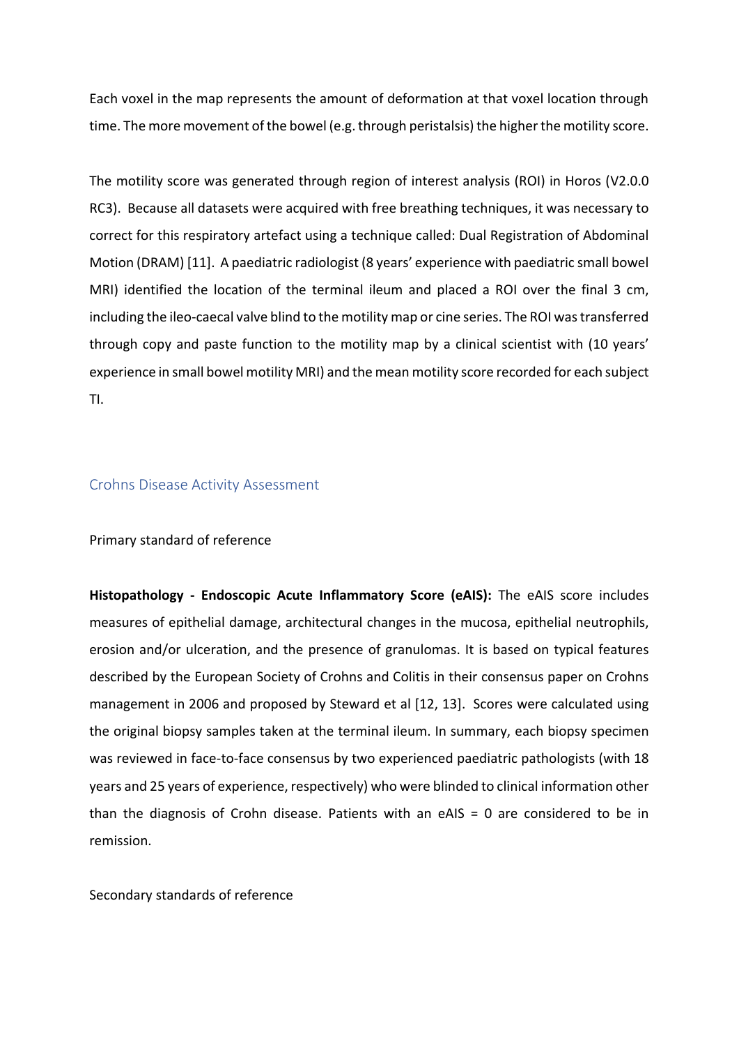Each voxel in the map represents the amount of deformation at that voxel location through time. The more movement of the bowel (e.g. through peristalsis) the higher the motility score.

The motility score was generated through region of interest analysis (ROI) in Horos (V2.0.0 RC3). Because all datasets were acquired with free breathing techniques, it was necessary to correct for this respiratory artefact using a technique called: Dual Registration of Abdominal Motion (DRAM) [11]. A paediatric radiologist (8 years' experience with paediatric small bowel MRI) identified the location of the terminal ileum and placed a ROI over the final 3 cm, including the ileo-caecal valve blind to the motility map or cine series. The ROI was transferred through copy and paste function to the motility map by a clinical scientist with (10 years' experience in small bowel motility MRI) and the mean motility score recorded for each subject TI.

## Crohns Disease Activity Assessment

Primary standard of reference

**Histopathology - Endoscopic Acute Inflammatory Score (eAIS):** The eAIS score includes measures of epithelial damage, architectural changes in the mucosa, epithelial neutrophils, erosion and/or ulceration, and the presence of granulomas. It is based on typical features described by the European Society of Crohns and Colitis in their consensus paper on Crohns management in 2006 and proposed by Steward et al [12, 13]. Scores were calculated using the original biopsy samples taken at the terminal ileum. In summary, each biopsy specimen was reviewed in face-to-face consensus by two experienced paediatric pathologists (with 18 years and 25 years of experience, respectively) who were blinded to clinical information other than the diagnosis of Crohn disease. Patients with an eAIS = 0 are considered to be in remission.

Secondary standards of reference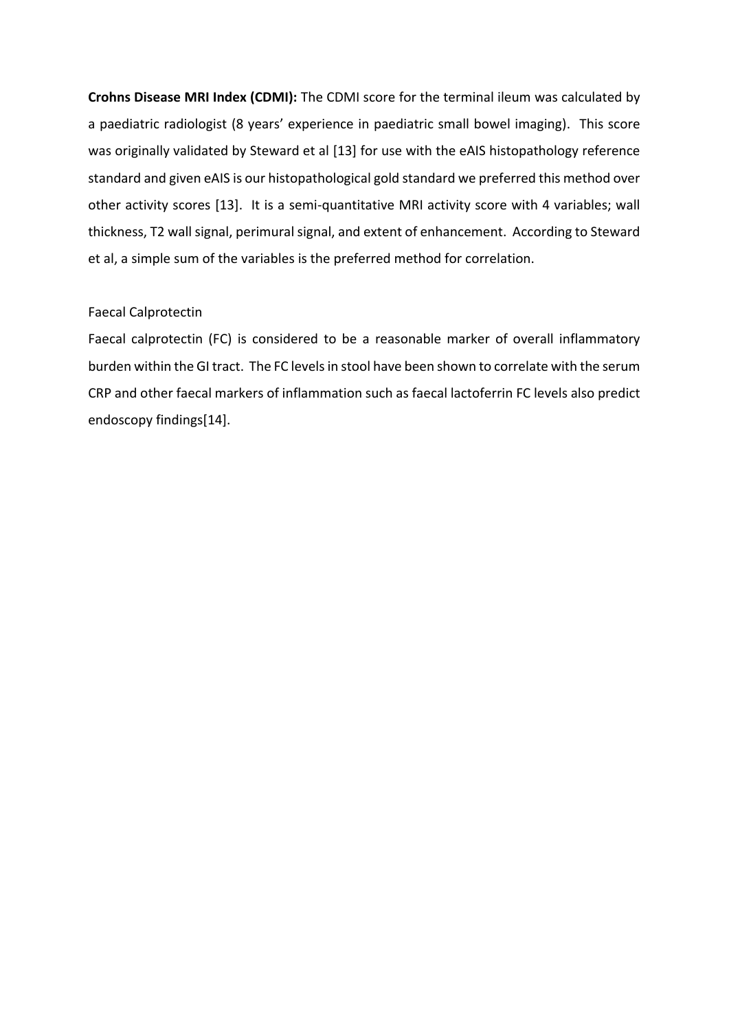**Crohns Disease MRI Index (CDMI):** The CDMI score for the terminal ileum was calculated by a paediatric radiologist (8 years' experience in paediatric small bowel imaging). This score was originally validated by Steward et al [13] for use with the eAIS histopathology reference standard and given eAIS is our histopathological gold standard we preferred this method over other activity scores [13]. It is a semi-quantitative MRI activity score with 4 variables; wall thickness, T2 wall signal, perimural signal, and extent of enhancement. According to Steward et al, a simple sum of the variables is the preferred method for correlation.

Faecal Calprotectin

Faecal calprotectin (FC) is considered to be a reasonable marker of overall inflammatory burden within the GI tract. The FC levels in stool have been shown to correlate with the serum CRP and other faecal markers of inflammation such as faecal lactoferrin FC levels also predict endoscopy findings[14].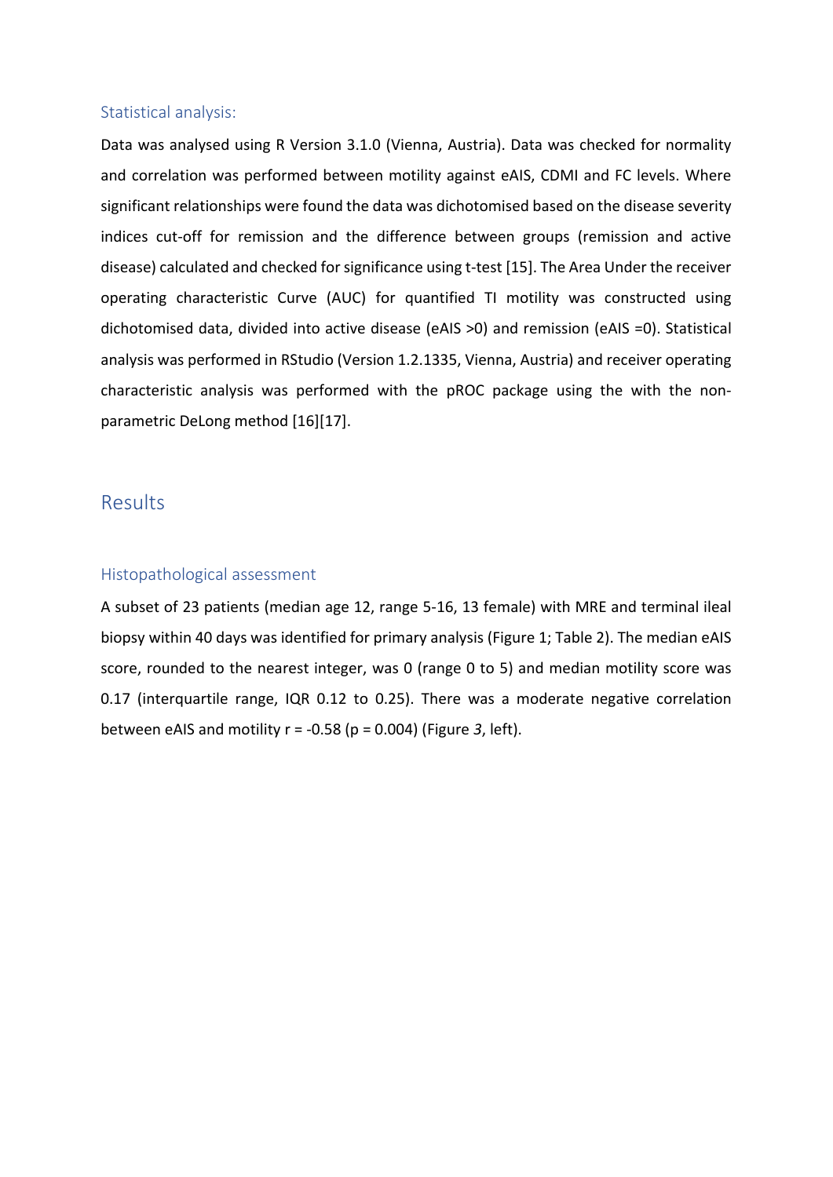### Statistical analysis:

Data was analysed using R Version 3.1.0 (Vienna, Austria). Data was checked for normality and correlation was performed between motility against eAIS, CDMI and FC levels. Where significant relationships were found the data was dichotomised based on the disease severity indices cut-off for remission and the difference between groups (remission and active disease) calculated and checked for significance using t-test [15]. The Area Under the receiver operating characteristic Curve (AUC) for quantified TI motility was constructed using dichotomised data, divided into active disease (eAIS >0) and remission (eAIS =0). Statistical analysis was performed in RStudio (Version 1.2.1335, Vienna, Austria) and receiver operating characteristic analysis was performed with the pROC package using the with the non-parametric DeLong method [16][17].

## Results

### Histopathological assessment

A subset of 23 patients (median age 12, range 5-16, 13 female) with MRE and terminal ileal biopsy within 40 days was identified for primary analysis (Figure 1; Table 2). The median eAIS score, rounded to the nearest integer, was 0 (range 0 to 5) and median motility score was 0.17 (interquartile range, IQR 0.12 to 0.25). There was a moderate negative correlation between eAIS and motility r = -0.58 (p = 0.004) (Figure *3*, left).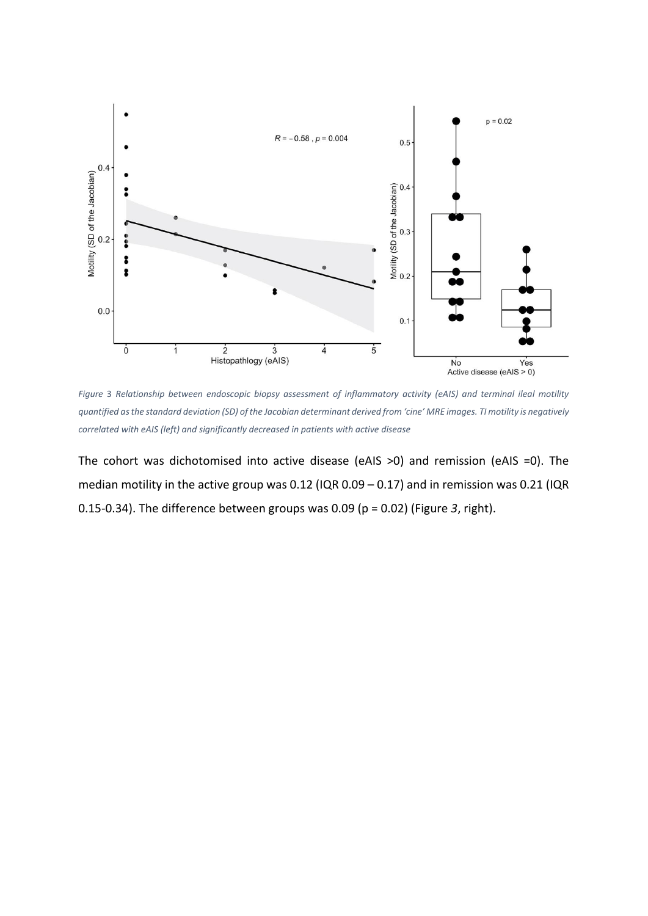*Figure 3 Relationship between endoscopic biopsy assessment of inflammatory activity (eAIS) and terminal ileal motility quantified as the standard deviation (SD) of the Jacobian determinant derived from 'cine' MRE images. TI motility is negatively correlated with eAIS (left) and significantly decreased in patients with active disease*

The cohort was dichotomised into active disease (eAIS >0) and remission (eAIS =0). The median motility in the active group was 0.12 (IQR 0.09 – 0.17) and in remission was 0.21 (IQR 0.15-0.34). The difference between groups was 0.09 (p = 0.02) (Figure *3*, right).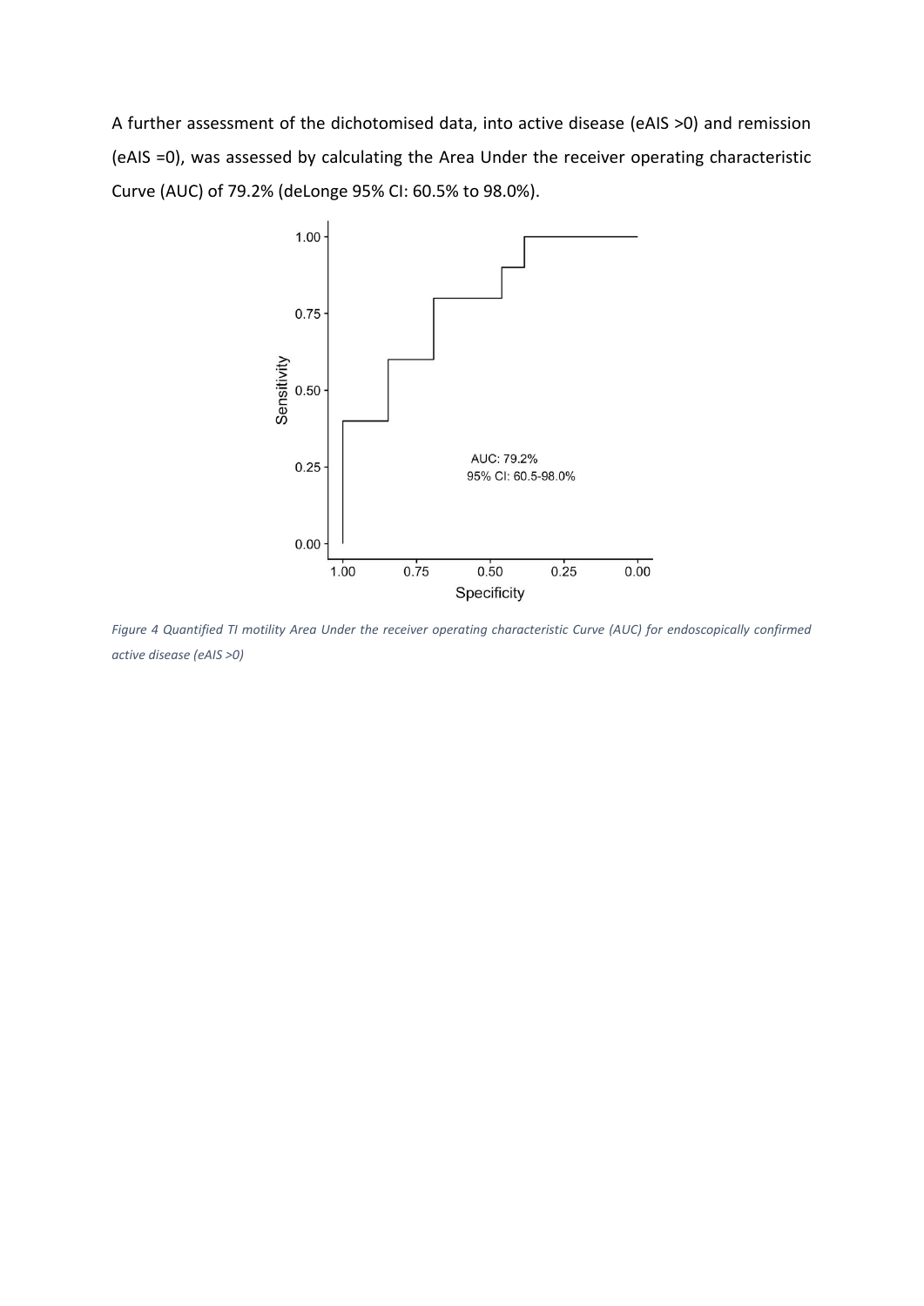A further assessment of the dichotomised data, into active disease (eAIS >0) and remission (eAIS =0), was assessed by calculating the Area Under the receiver operating characteristic Curve (AUC) of 79.2% (deLonge 95% CI: 60.5% to 98.0%).

*Figure 4 Quantified TI motility Area Under the receiver operating characteristic Curve (AUC) for endoscopically confirmed active disease (eAIS >0)*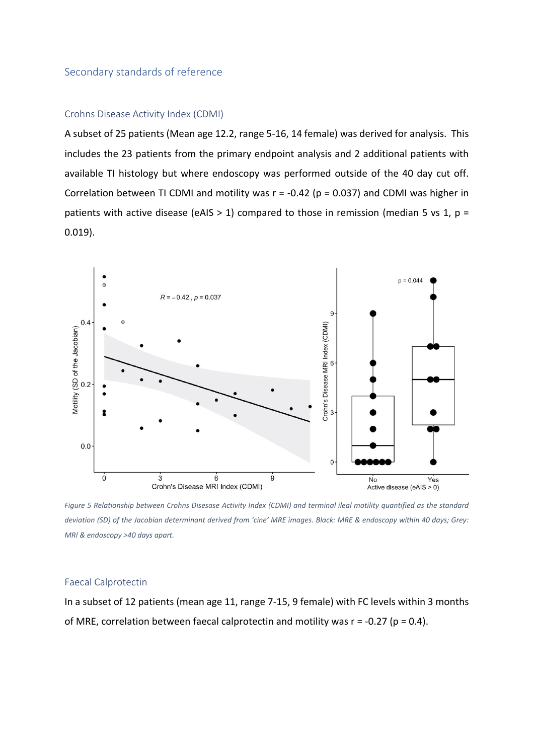## Secondary standards of reference

### Crohns Disease Activity Index (CDMI)

A subset of 25 patients (Mean age 12.2, range 5-16, 14 female) was derived for analysis. This includes the 23 patients from the primary endpoint analysis and 2 additional patients with available TI histology but where endoscopy was performed outside of the 40 day cut off. Correlation between TI CDMI and motility was $r = -0.42$ ($p = 0.037$) and CDMI was higher in patients with active disease (eAIS > 1) compared to those in remission (median 5 vs 1, $p = 0.019$).

*Figure 5 Relationship between Crohns Disesase Activity Index (CDMI) and terminal ileal motility quantified as the standard deviation (SD) of the Jacobian determinant derived from 'cine' MRE images. Black: MRE & endoscopy within 40 days; Grey: MRI & endoscopy >40 days apart.*

### Faecal Calprotectin

In a subset of 12 patients (mean age 11, range 7-15, 9 female) with FC levels within 3 months of MRE, correlation between faecal calprotectin and motility was $r = -0.27$ ($p = 0.4$).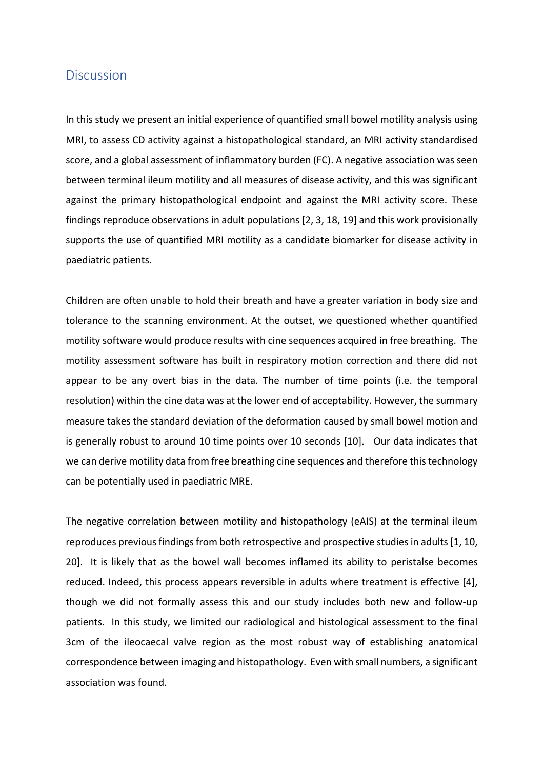## Discussion

In this study we present an initial experience of quantified small bowel motility analysis using MRI, to assess CD activity against a histopathological standard, an MRI activity standardised score, and a global assessment of inflammatory burden (FC). A negative association was seen between terminal ileum motility and all measures of disease activity, and this was significant against the primary histopathological endpoint and against the MRI activity score. These findings reproduce observations in adult populations [2, 3, 18, 19] and this work provisionally supports the use of quantified MRI motility as a candidate biomarker for disease activity in paediatric patients.

Children are often unable to hold their breath and have a greater variation in body size and tolerance to the scanning environment. At the outset, we questioned whether quantified motility software would produce results with cine sequences acquired in free breathing. The motility assessment software has built in respiratory motion correction and there did not appear to be any overt bias in the data. The number of time points (i.e. the temporal resolution) within the cine data was at the lower end of acceptability. However, the summary measure takes the standard deviation of the deformation caused by small bowel motion and is generally robust to around 10 time points over 10 seconds [10]. Our data indicates that we can derive motility data from free breathing cine sequences and therefore this technology can be potentially used in paediatric MRE.

The negative correlation between motility and histopathology (eAIS) at the terminal ileum reproduces previous findings from both retrospective and prospective studies in adults [1, 10, 20]. It is likely that as the bowel wall becomes inflamed its ability to peristalse becomes reduced. Indeed, this process appears reversible in adults where treatment is effective [4], though we did not formally assess this and our study includes both new and follow-up patients. In this study, we limited our radiological and histological assessment to the final 3cm of the ileocaecal valve region as the most robust way of establishing anatomical correspondence between imaging and histopathology. Even with small numbers, a significant association was found.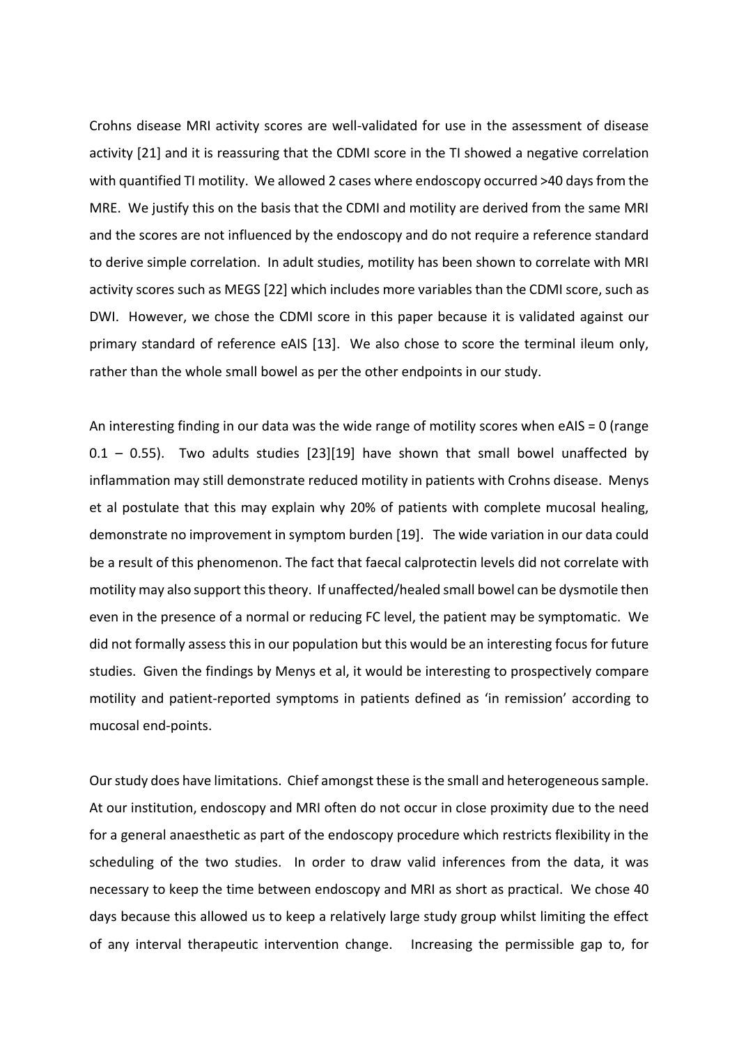Crohns disease MRI activity scores are well-validated for use in the assessment of disease activity [21] and it is reassuring that the CDMI score in the TI showed a negative correlation with quantified TI motility. We allowed 2 cases where endoscopy occurred >40 days from the MRE. We justify this on the basis that the CDMI and motility are derived from the same MRI and the scores are not influenced by the endoscopy and do not require a reference standard to derive simple correlation. In adult studies, motility has been shown to correlate with MRI activity scores such as MEGS [22] which includes more variables than the CDMI score, such as DWI. However, we chose the CDMI score in this paper because it is validated against our primary standard of reference eAIS [13]. We also chose to score the terminal ileum only, rather than the whole small bowel as per the other endpoints in our study.

An interesting finding in our data was the wide range of motility scores when eAIS = 0 (range 0.1 – 0.55). Two adults studies [23][19] have shown that small bowel unaffected by inflammation may still demonstrate reduced motility in patients with Crohns disease. Menys et al postulate that this may explain why 20% of patients with complete mucosal healing, demonstrate no improvement in symptom burden [19]. The wide variation in our data could be a result of this phenomenon. The fact that faecal calprotectin levels did not correlate with motility may also support this theory. If unaffected/healed small bowel can be dysmotile then even in the presence of a normal or reducing FC level, the patient may be symptomatic. We did not formally assess this in our population but this would be an interesting focus for future studies. Given the findings by Menys et al, it would be interesting to prospectively compare motility and patient-reported symptoms in patients defined as 'in remission' according to mucosal end-points.

Our study does have limitations. Chief amongst these is the small and heterogeneous sample. At our institution, endoscopy and MRI often do not occur in close proximity due to the need for a general anaesthetic as part of the endoscopy procedure which restricts flexibility in the scheduling of the two studies. In order to draw valid inferences from the data, it was necessary to keep the time between endoscopy and MRI as short as practical. We chose 40 days because this allowed us to keep a relatively large study group whilst limiting the effect of any interval therapeutic intervention change. Increasing the permissible gap to, for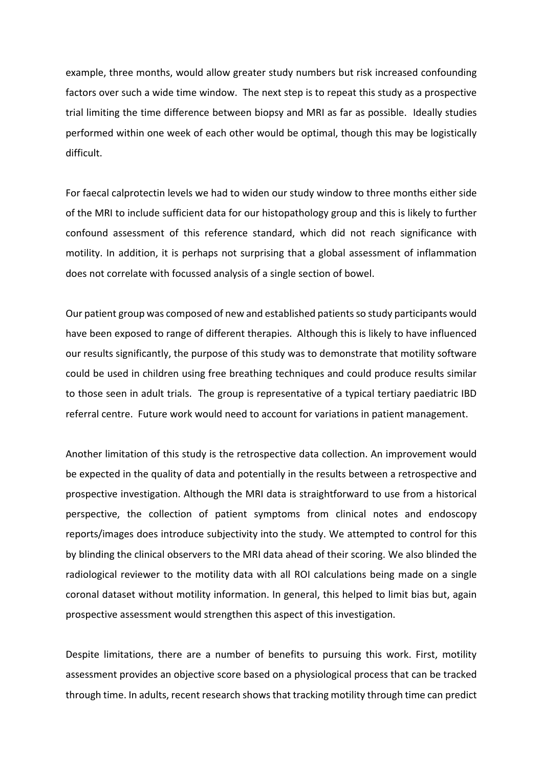example, three months, would allow greater study numbers but risk increased confounding factors over such a wide time window. The next step is to repeat this study as a prospective trial limiting the time difference between biopsy and MRI as far as possible. Ideally studies performed within one week of each other would be optimal, though this may be logistically difficult.

For faecal calprotectin levels we had to widen our study window to three months either side of the MRI to include sufficient data for our histopathology group and this is likely to further confound assessment of this reference standard, which did not reach significance with motility. In addition, it is perhaps not surprising that a global assessment of inflammation does not correlate with focussed analysis of a single section of bowel.

Our patient group was composed of new and established patients so study participants would have been exposed to range of different therapies. Although this is likely to have influenced our results significantly, the purpose of this study was to demonstrate that motility software could be used in children using free breathing techniques and could produce results similar to those seen in adult trials. The group is representative of a typical tertiary paediatric IBD referral centre. Future work would need to account for variations in patient management.

Another limitation of this study is the retrospective data collection. An improvement would be expected in the quality of data and potentially in the results between a retrospective and prospective investigation. Although the MRI data is straightforward to use from a historical perspective, the collection of patient symptoms from clinical notes and endoscopy reports/images does introduce subjectivity into the study. We attempted to control for this by blinding the clinical observers to the MRI data ahead of their scoring. We also blinded the radiological reviewer to the motility data with all ROI calculations being made on a single coronal dataset without motility information. In general, this helped to limit bias but, again prospective assessment would strengthen this aspect of this investigation.

Despite limitations, there are a number of benefits to pursuing this work. First, motility assessment provides an objective score based on a physiological process that can be tracked through time. In adults, recent research shows that tracking motility through time can predict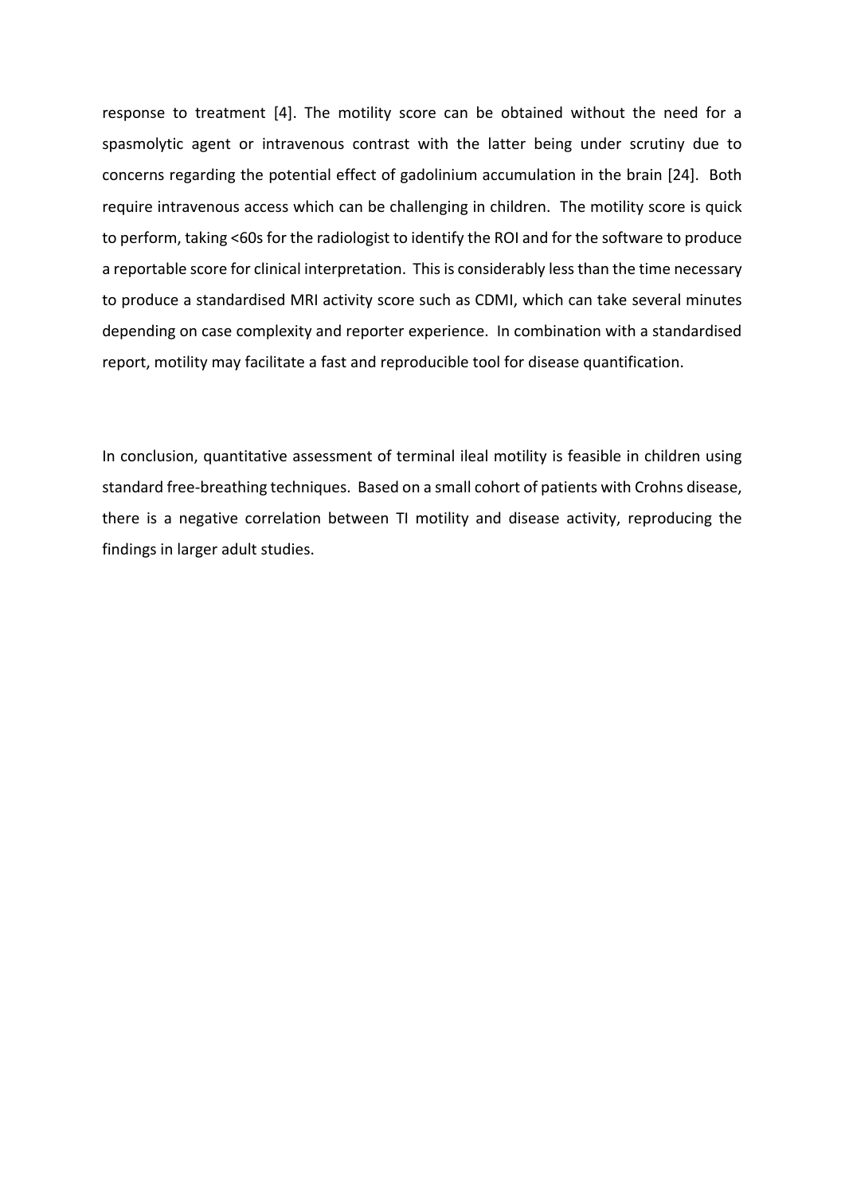response to treatment [4]. The motility score can be obtained without the need for a spasmolytic agent or intravenous contrast with the latter being under scrutiny due to concerns regarding the potential effect of gadolinium accumulation in the brain [24]. Both require intravenous access which can be challenging in children. The motility score is quick to perform, taking <60s for the radiologist to identify the ROI and for the software to produce a reportable score for clinical interpretation. This is considerably less than the time necessary to produce a standardised MRI activity score such as CDMI, which can take several minutes depending on case complexity and reporter experience. In combination with a standardised report, motility may facilitate a fast and reproducible tool for disease quantification.

In conclusion, quantitative assessment of terminal ileal motility is feasible in children using standard free-breathing techniques. Based on a small cohort of patients with Crohns disease, there is a negative correlation between TI motility and disease activity, reproducing the findings in larger adult studies.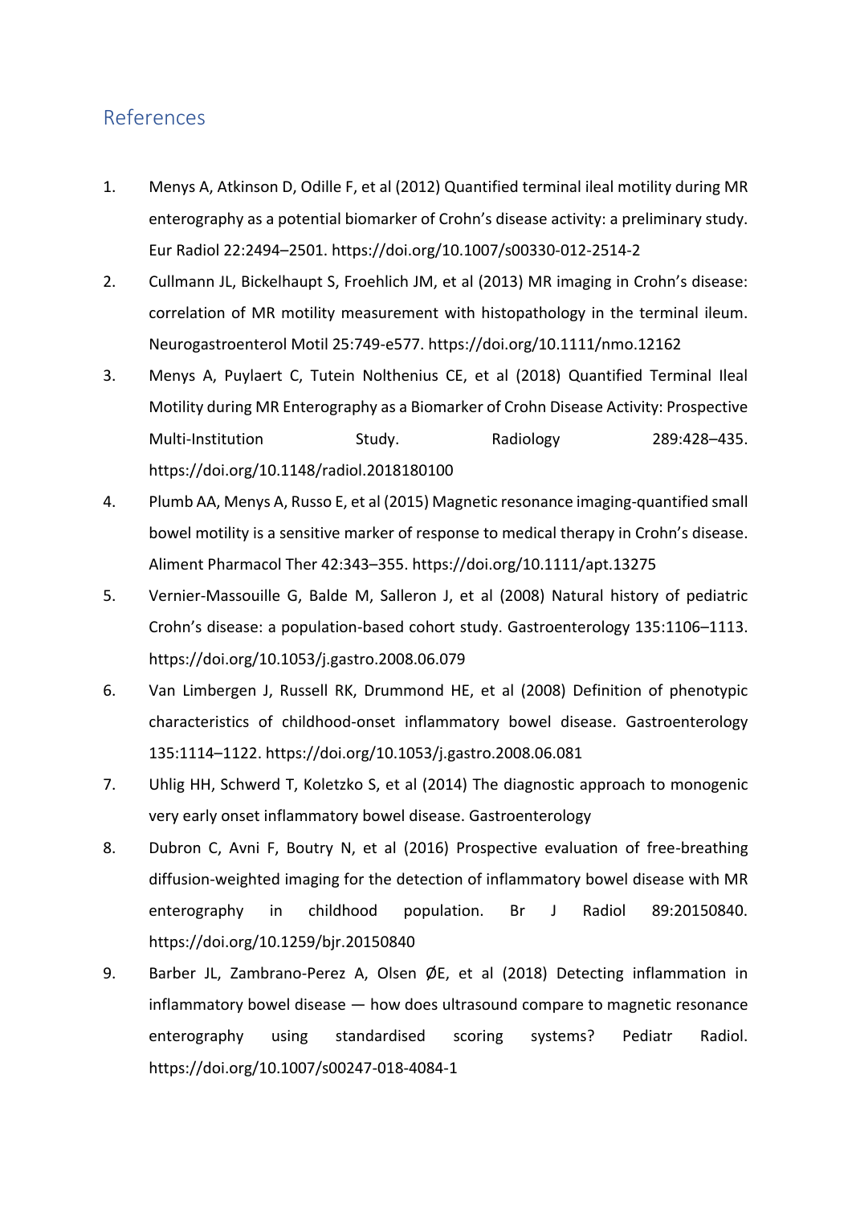## References

1. Menys A, Atkinson D, Odille F, et al (2012) Quantified terminal ileal motility during MR enterography as a potential biomarker of Crohn's disease activity: a preliminary study. Eur Radiol 22:2494–2501. https://doi.org/10.1007/s00330-012-2514-2
2. Cullmann JL, Bickelhaupt S, Froehlich JM, et al (2013) MR imaging in Crohn's disease: correlation of MR motility measurement with histopathology in the terminal ileum. Neurogastroenterol Motil 25:749-e577. https://doi.org/10.1111/nmo.12162
3. Menys A, Puylaert C, Tutein Nolthenius CE, et al (2018) Quantified Terminal Ileal Motility during MR Enterography as a Biomarker of Crohn Disease Activity: Prospective Multi-Institution Study. Radiology 289:428–435. https://doi.org/10.1148/radiol.2018180100
4. Plumb AA, Menys A, Russo E, et al (2015) Magnetic resonance imaging-quantified small bowel motility is a sensitive marker of response to medical therapy in Crohn's disease. Aliment Pharmacol Ther 42:343–355. https://doi.org/10.1111/apt.13275
5. Vernier-Massouille G, Balde M, Salleron J, et al (2008) Natural history of pediatric Crohn's disease: a population-based cohort study. Gastroenterology 135:1106–1113. https://doi.org/10.1053/j.gastro.2008.06.079
6. Van Limbergen J, Russell RK, Drummond HE, et al (2008) Definition of phenotypic characteristics of childhood-onset inflammatory bowel disease. Gastroenterology 135:1114–1122. https://doi.org/10.1053/j.gastro.2008.06.081
7. Uhlig HH, Schwerd T, Koletzko S, et al (2014) The diagnostic approach to monogenic very early onset inflammatory bowel disease. Gastroenterology
8. Dubron C, Avni F, Boutry N, et al (2016) Prospective evaluation of free-breathing diffusion-weighted imaging for the detection of inflammatory bowel disease with MR enterography in childhood population. Br J Radiol 89:20150840. https://doi.org/10.1259/bjr.20150840
9. Barber JL, Zambrano-Perez A, Olsen ØE, et al (2018) Detecting inflammation in inflammatory bowel disease — how does ultrasound compare to magnetic resonance enterography using standardised scoring systems? Pediatr Radiol. https://doi.org/10.1007/s00247-018-4084-1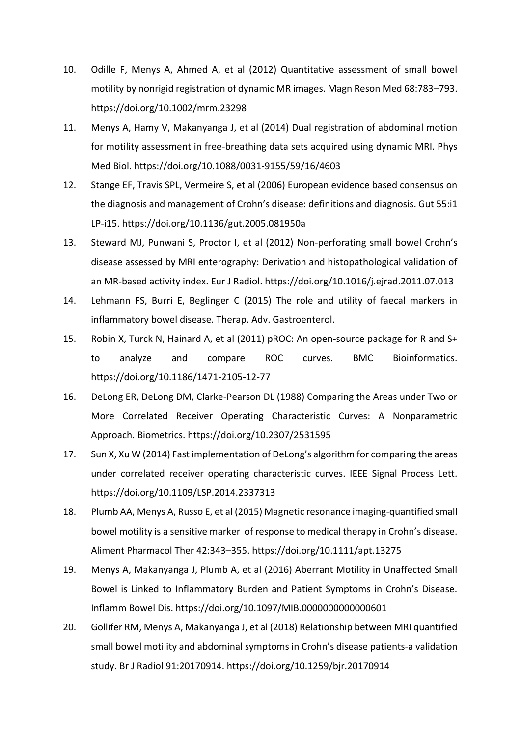10. Odille F, Menys A, Ahmed A, et al (2012) Quantitative assessment of small bowel motility by nonrigid registration of dynamic MR images. Magn Reson Med 68:783–793. https://doi.org/10.1002/mrm.23298

11. Menys A, Hamy V, Makanyanga J, et al (2014) Dual registration of abdominal motion for motility assessment in free-breathing data sets acquired using dynamic MRI. Phys Med Biol. https://doi.org/10.1088/0031-9155/59/16/4603

12. Stange EF, Travis SPL, Vermeire S, et al (2006) European evidence based consensus on the diagnosis and management of Crohn's disease: definitions and diagnosis. Gut 55:i1 LP-i15. https://doi.org/10.1136/gut.2005.081950a

13. Steward MJ, Punwani S, Proctor I, et al (2012) Non-perforating small bowel Crohn's disease assessed by MRI enterography: Derivation and histopathological validation of an MR-based activity index. Eur J Radiol. https://doi.org/10.1016/j.ejrad.2011.07.013

14. Lehmann FS, Burri E, Beglinger C (2015) The role and utility of faecal markers in inflammatory bowel disease. Therap. Adv. Gastroenterol.

15. Robin X, Turck N, Hainard A, et al (2011) pROC: An open-source package for R and S+ to analyze and compare ROC curves. BMC Bioinformatics. https://doi.org/10.1186/1471-2105-12-77

16. DeLong ER, DeLong DM, Clarke-Pearson DL (1988) Comparing the Areas under Two or More Correlated Receiver Operating Characteristic Curves: A Nonparametric Approach. Biometrics. https://doi.org/10.2307/2531595

17. Sun X, Xu W (2014) Fast implementation of DeLong's algorithm for comparing the areas under correlated receiver operating characteristic curves. IEEE Signal Process Lett. https://doi.org/10.1109/LSP.2014.2337313

18. Plumb AA, Menys A, Russo E, et al (2015) Magnetic resonance imaging-quantified small bowel motility is a sensitive marker of response to medical therapy in Crohn's disease. Aliment Pharmacol Ther 42:343–355. https://doi.org/10.1111/apt.13275

19. Menys A, Makanyanga J, Plumb A, et al (2016) Aberrant Motility in Unaffected Small Bowel is Linked to Inflammatory Burden and Patient Symptoms in Crohn's Disease. Inflamm Bowel Dis. https://doi.org/10.1097/MIB.0000000000000601

20. Gollifer RM, Menys A, Makanyanga J, et al (2018) Relationship between MRI quantified small bowel motility and abdominal symptoms in Crohn's disease patients-a validation study. Br J Radiol 91:20170914. https://doi.org/10.1259/bjr.20170914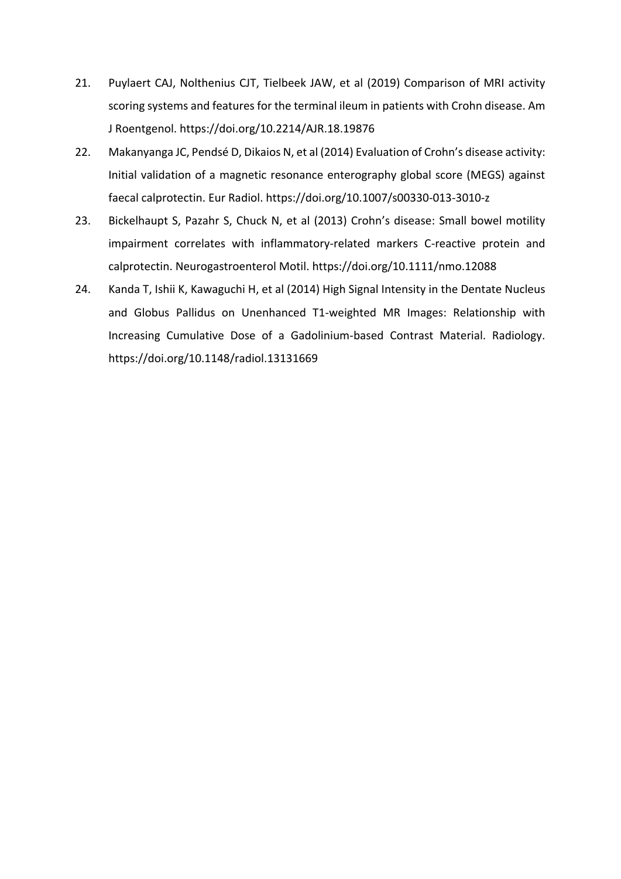21. Puylaert CAJ, Nolthenius CJT, Tielbeek JAW, et al (2019) Comparison of MRI activity scoring systems and features for the terminal ileum in patients with Crohn disease. Am J Roentgenol. https://doi.org/10.2214/AJR.18.19876
22. Makanyanga JC, Pendsé D, Dikaios N, et al (2014) Evaluation of Crohn's disease activity: Initial validation of a magnetic resonance enterography global score (MEGS) against faecal calprotectin. Eur Radiol. https://doi.org/10.1007/s00330-013-3010-z
23. Bickelhaupt S, Pazahr S, Chuck N, et al (2013) Crohn's disease: Small bowel motility impairment correlates with inflammatory-related markers C-reactive protein and calprotectin. Neurogastroenterol Motil. https://doi.org/10.1111/nmo.12088
24. Kanda T, Ishii K, Kawaguchi H, et al (2014) High Signal Intensity in the Dentate Nucleus and Globus Pallidus on Unenhanced T1-weighted MR Images: Relationship with Increasing Cumulative Dose of a Gadolinium-based Contrast Material. Radiology. https://doi.org/10.1148/radiol.13131669